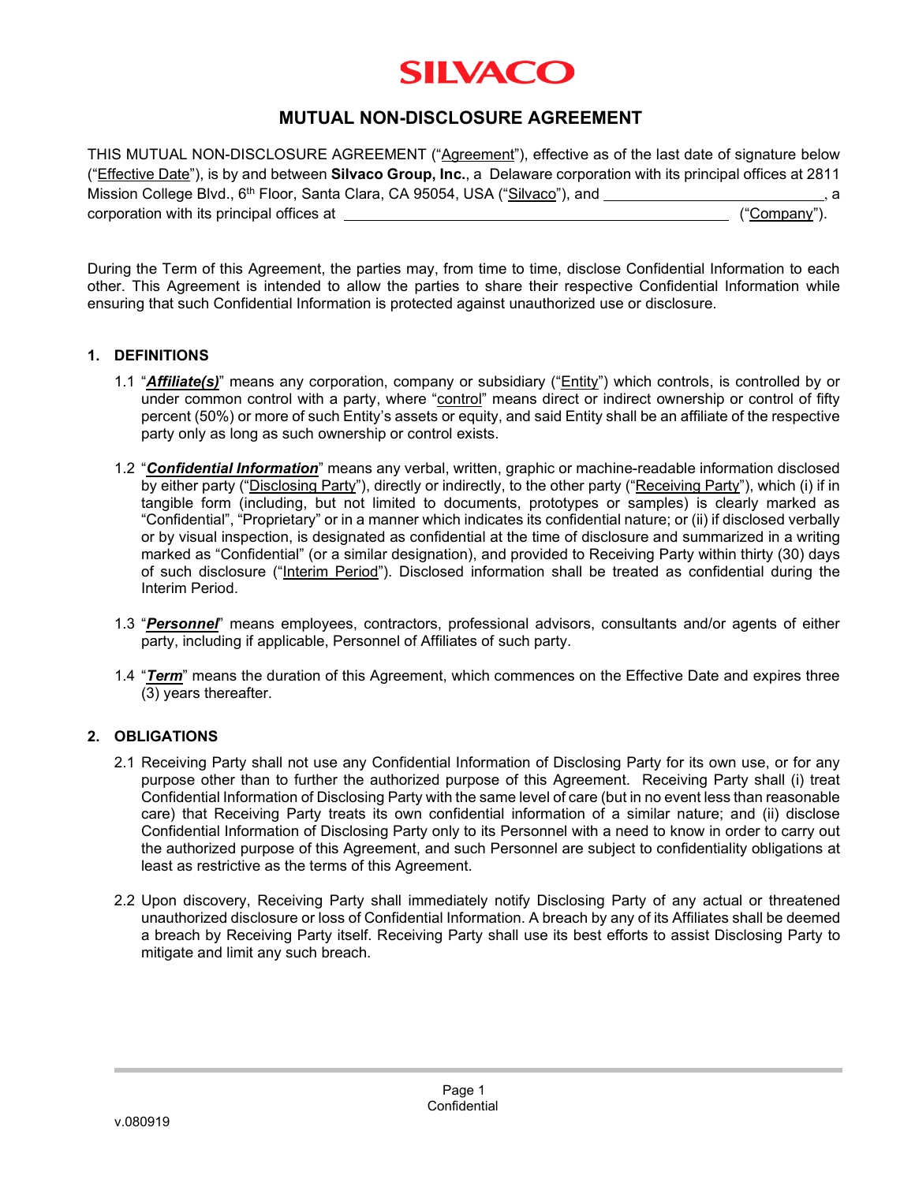# SILVACO

## MUTUAL NON-DISCLOSURE AGREEMENT

THIS MUTUAL NON-DISCLOSURE AGREEMENT ("Agreement"), effective as of the last date of signature below ("Effective Date"), is by and between **Silvaco Group, Inc.**, a Delaware corporation with its principal offices at 2811 Mission College Blvd., 6th Floor, Santa Clara, CA 95054, USA ("Silvaco"), and \_\_\_\_\_\_\_\_\_\_\_\_\_\_\_\_\_\_\_\_\_\_\_\_\_\_\_\_, a corporation with its principal offices at \_\_\_\_\_\_\_\_\_\_\_\_\_\_\_\_\_\_\_\_\_\_\_\_\_\_\_\_\_\_\_\_\_\_\_\_\_\_\_\_\_\_\_\_\_\_\_\_\_\_ ("Company").

During the Term of this Agreement, the parties may, from time to time, disclose Confidential Information to each other. This Agreement is intended to allow the parties to share their respective Confidential Information while ensuring that such Confidential Information is protected against unauthorized use or disclosure.

### 1. DEFINITIONS

1.1 "***Affiliate(s)***" means any corporation, company or subsidiary ("Entity") which controls, is controlled by or under common control with a party, where "control" means direct or indirect ownership or control of fifty percent (50%) or more of such Entity's assets or equity, and said Entity shall be an affiliate of the respective party only as long as such ownership or control exists.

1.2 "***Confidential Information***" means any verbal, written, graphic or machine-readable information disclosed by either party ("Disclosing Party"), directly or indirectly, to the other party ("Receiving Party"), which (i) if in tangible form (including, but not limited to, documents, prototypes or samples) is clearly marked as "Confidential", "Proprietary" or in a manner which indicates its confidential nature; or (ii) if disclosed verbally or by visual inspection, is designated as confidential at the time of disclosure and summarized in a writing marked as "Confidential" (or a similar designation), and provided to Receiving Party within thirty (30) days of such disclosure ("Interim Period"). Disclosed information shall be treated as confidential during the Interim Period.

1.3 "***Personnel***" means employees, contractors, professional advisors, consultants and/or agents of either party, including if applicable, Personnel of Affiliates of such party.

1.4 "***Term***" means the duration of this Agreement, which commences on the Effective Date and expires three (3) years thereafter.

### 2. OBLIGATIONS

2.1 Receiving Party shall not use any Confidential Information of Disclosing Party for its own use, or for any purpose other than to further the authorized purpose of this Agreement. Receiving Party shall (i) treat Confidential Information of Disclosing Party with the same level of care (but in no event less than reasonable care) that Receiving Party treats its own confidential information of a similar nature; and (ii) disclose Confidential Information of Disclosing Party only to its Personnel with a need to know in order to carry out the authorized purpose of this Agreement, and such Personnel are subject to confidentiality obligations at least as restrictive as the terms of this Agreement.

2.2 Upon discovery, Receiving Party shall immediately notify Disclosing Party of any actual or threatened unauthorized disclosure or loss of Confidential Information. A breach by any of its Affiliates shall be deemed a breach by Receiving Party itself. Receiving Party shall use its best efforts to assist Disclosing Party to mitigate and limit any such breach.

v.080919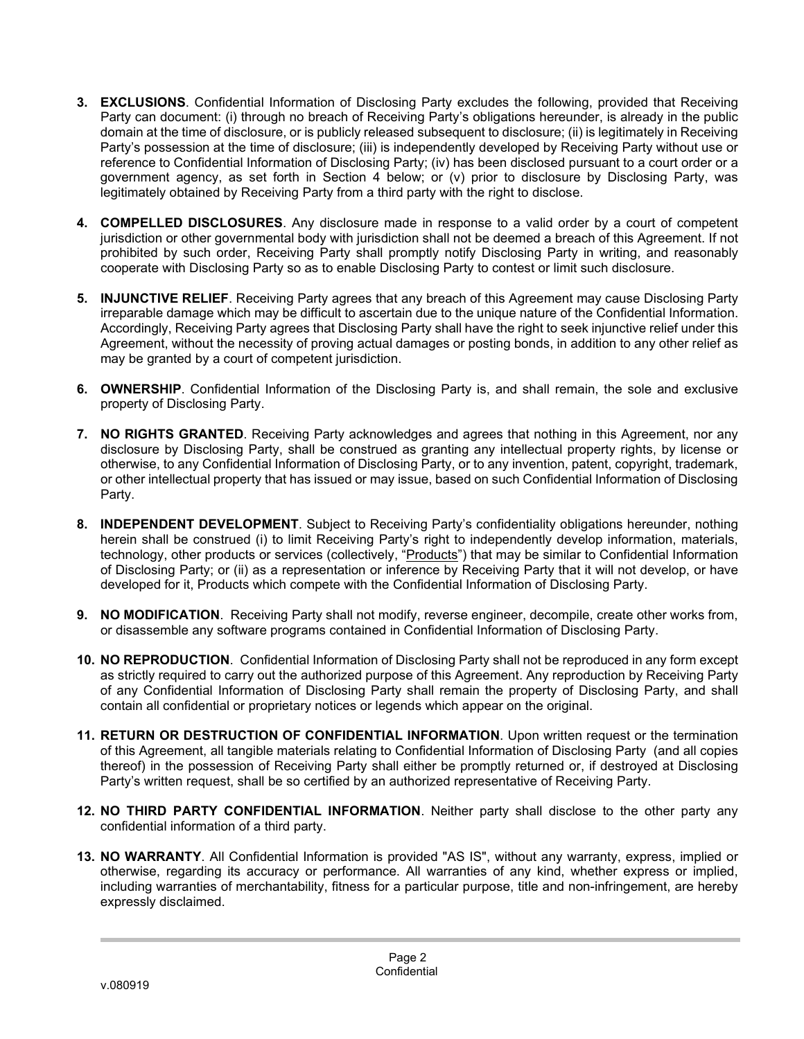3. **EXCLUSIONS**. Confidential Information of Disclosing Party excludes the following, provided that Receiving Party can document: (i) through no breach of Receiving Party's obligations hereunder, is already in the public domain at the time of disclosure, or is publicly released subsequent to disclosure; (ii) is legitimately in Receiving Party's possession at the time of disclosure; (iii) is independently developed by Receiving Party without use or reference to Confidential Information of Disclosing Party; (iv) has been disclosed pursuant to a court order or a government agency, as set forth in Section 4 below; or (v) prior to disclosure by Disclosing Party, was legitimately obtained by Receiving Party from a third party with the right to disclose.

4. **COMPELLED DISCLOSURES**. Any disclosure made in response to a valid order by a court of competent jurisdiction or other governmental body with jurisdiction shall not be deemed a breach of this Agreement. If not prohibited by such order, Receiving Party shall promptly notify Disclosing Party in writing, and reasonably cooperate with Disclosing Party so as to enable Disclosing Party to contest or limit such disclosure.

5. **INJUNCTIVE RELIEF**. Receiving Party agrees that any breach of this Agreement may cause Disclosing Party irreparable damage which may be difficult to ascertain due to the unique nature of the Confidential Information. Accordingly, Receiving Party agrees that Disclosing Party shall have the right to seek injunctive relief under this Agreement, without the necessity of proving actual damages or posting bonds, in addition to any other relief as may be granted by a court of competent jurisdiction.

6. **OWNERSHIP**. Confidential Information of the Disclosing Party is, and shall remain, the sole and exclusive property of Disclosing Party.

7. **NO RIGHTS GRANTED**. Receiving Party acknowledges and agrees that nothing in this Agreement, nor any disclosure by Disclosing Party, shall be construed as granting any intellectual property rights, by license or otherwise, to any Confidential Information of Disclosing Party, or to any invention, patent, copyright, trademark, or other intellectual property that has issued or may issue, based on such Confidential Information of Disclosing Party.

8. **INDEPENDENT DEVELOPMENT**. Subject to Receiving Party's confidentiality obligations hereunder, nothing herein shall be construed (i) to limit Receiving Party's right to independently develop information, materials, technology, other products or services (collectively, "Products") that may be similar to Confidential Information of Disclosing Party; or (ii) as a representation or inference by Receiving Party that it will not develop, or have developed for it, Products which compete with the Confidential Information of Disclosing Party.

9. **NO MODIFICATION**. Receiving Party shall not modify, reverse engineer, decompile, create other works from, or disassemble any software programs contained in Confidential Information of Disclosing Party.

10. **NO REPRODUCTION**. Confidential Information of Disclosing Party shall not be reproduced in any form except as strictly required to carry out the authorized purpose of this Agreement. Any reproduction by Receiving Party of any Confidential Information of Disclosing Party shall remain the property of Disclosing Party, and shall contain all confidential or proprietary notices or legends which appear on the original.

11. **RETURN OR DESTRUCTION OF CONFIDENTIAL INFORMATION**. Upon written request or the termination of this Agreement, all tangible materials relating to Confidential Information of Disclosing Party (and all copies thereof) in the possession of Receiving Party shall either be promptly returned or, if destroyed at Disclosing Party's written request, shall be so certified by an authorized representative of Receiving Party.

12. **NO THIRD PARTY CONFIDENTIAL INFORMATION**. Neither party shall disclose to the other party any confidential information of a third party.

13. **NO WARRANTY**. All Confidential Information is provided "AS IS", without any warranty, express, implied or otherwise, regarding its accuracy or performance. All warranties of any kind, whether express or implied, including warranties of merchantability, fitness for a particular purpose, title and non-infringement, are hereby expressly disclaimed.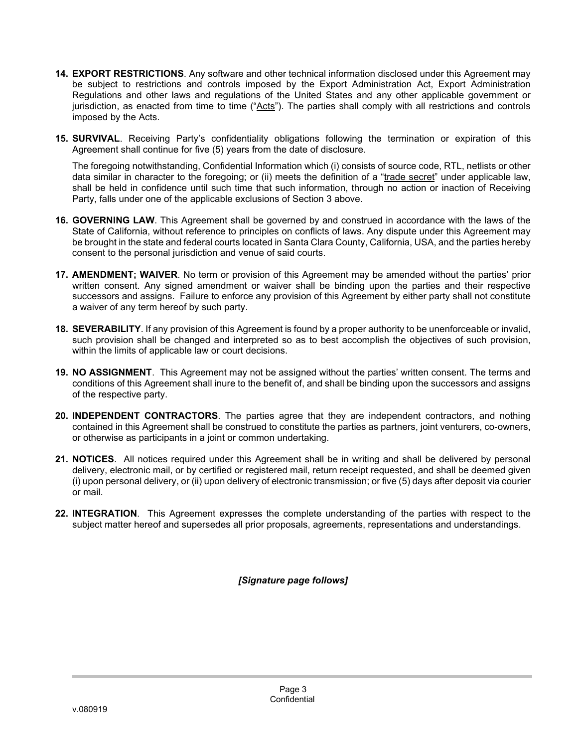14. **EXPORT RESTRICTIONS**. Any software and other technical information disclosed under this Agreement may be subject to restrictions and controls imposed by the Export Administration Act, Export Administration Regulations and other laws and regulations of the United States and any other applicable government or jurisdiction, as enacted from time to time ("Acts"). The parties shall comply with all restrictions and controls imposed by the Acts.

15. **SURVIVAL**. Receiving Party's confidentiality obligations following the termination or expiration of this Agreement shall continue for five (5) years from the date of disclosure.

    The foregoing notwithstanding, Confidential Information which (i) consists of source code, RTL, netlists or other data similar in character to the foregoing; or (ii) meets the definition of a "trade secret" under applicable law, shall be held in confidence until such time that such information, through no action or inaction of Receiving Party, falls under one of the applicable exclusions of Section 3 above.

16. **GOVERNING LAW**. This Agreement shall be governed by and construed in accordance with the laws of the State of California, without reference to principles on conflicts of laws. Any dispute under this Agreement may be brought in the state and federal courts located in Santa Clara County, California, USA, and the parties hereby consent to the personal jurisdiction and venue of said courts.

17. **AMENDMENT; WAIVER**. No term or provision of this Agreement may be amended without the parties' prior written consent. Any signed amendment or waiver shall be binding upon the parties and their respective successors and assigns. Failure to enforce any provision of this Agreement by either party shall not constitute a waiver of any term hereof by such party.

18. **SEVERABILITY**. If any provision of this Agreement is found by a proper authority to be unenforceable or invalid, such provision shall be changed and interpreted so as to best accomplish the objectives of such provision, within the limits of applicable law or court decisions.

19. **NO ASSIGNMENT**. This Agreement may not be assigned without the parties' written consent. The terms and conditions of this Agreement shall inure to the benefit of, and shall be binding upon the successors and assigns of the respective party.

20. **INDEPENDENT CONTRACTORS**. The parties agree that they are independent contractors, and nothing contained in this Agreement shall be construed to constitute the parties as partners, joint venturers, co-owners, or otherwise as participants in a joint or common undertaking.

21. **NOTICES**. All notices required under this Agreement shall be in writing and shall be delivered by personal delivery, electronic mail, or by certified or registered mail, return receipt requested, and shall be deemed given (i) upon personal delivery, or (ii) upon delivery of electronic transmission; or five (5) days after deposit via courier or mail.

22. **INTEGRATION**. This Agreement expresses the complete understanding of the parties with respect to the subject matter hereof and supersedes all prior proposals, agreements, representations and understandings.

***[Signature page follows]***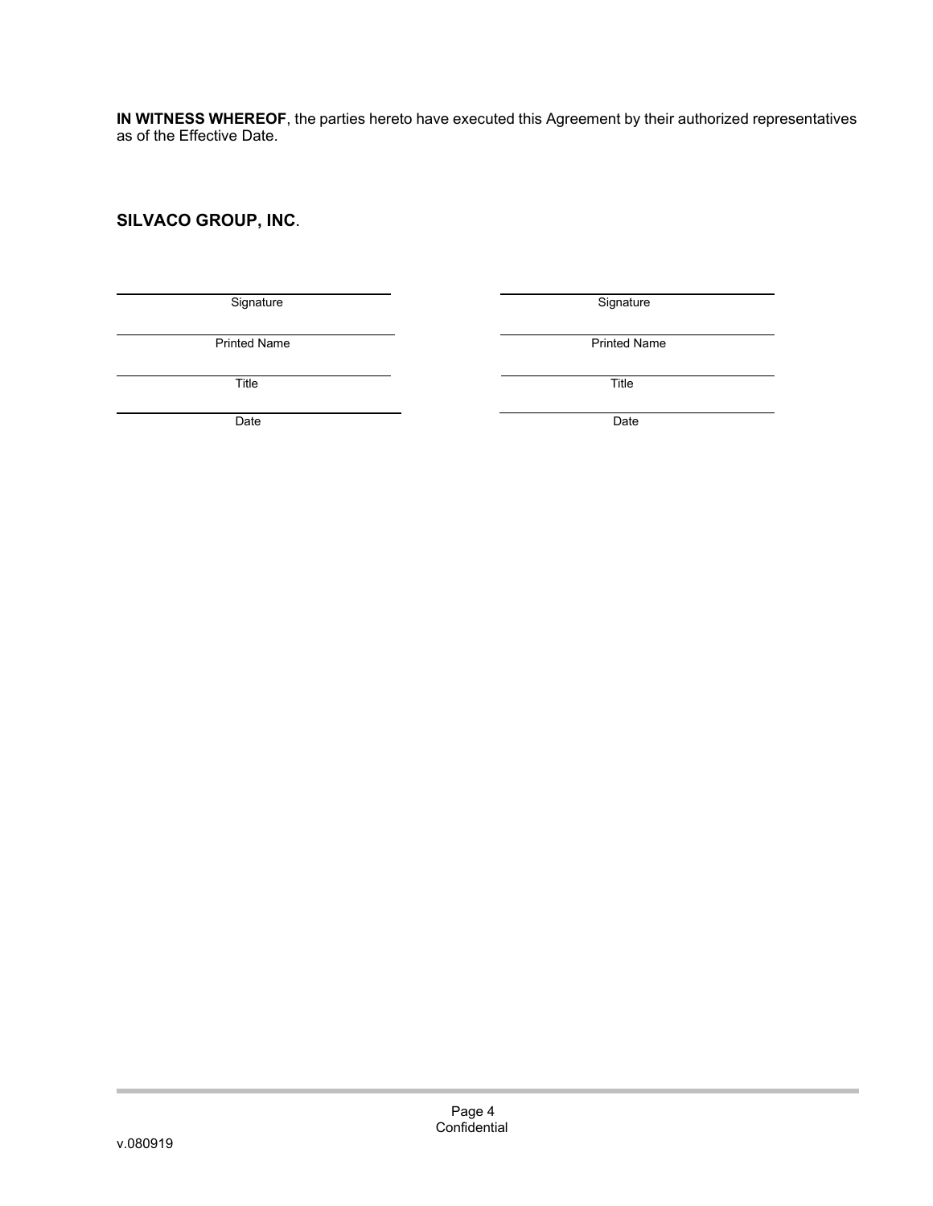**IN WITNESS WHEREOF**, the parties hereto have executed this Agreement by their authorized representatives as of the Effective Date.

**SILVACO GROUP, INC**.

| | |
|---|---|
| Signature | Signature |
| Printed Name | Printed Name |
| Title | Title |
| Date | Date |

v.080919

Confidential